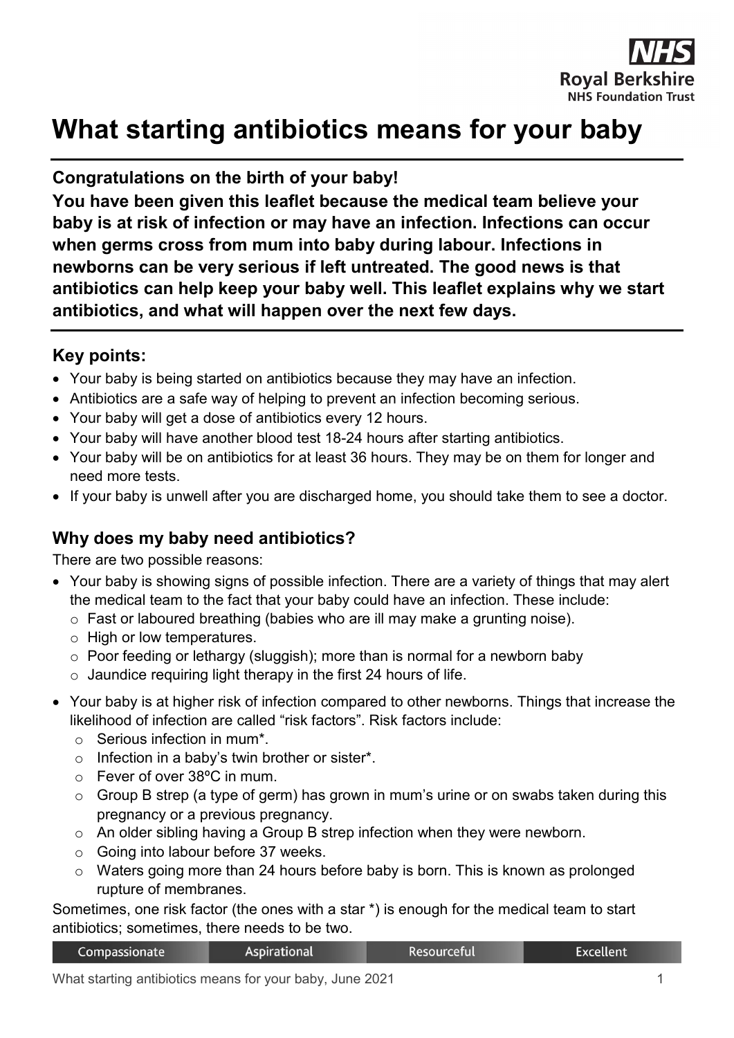# What starting antibiotics means for your baby

**Congratulations on the birth of your baby!**

**You have been given this leaflet because the medical team believe your baby is at risk of infection or may have an infection. Infections can occur when germs cross from mum into baby during labour. Infections in newborns can be very serious if left untreated. The good news is that antibiotics can help keep your baby well. This leaflet explains why we start antibiotics, and what will happen over the next few days.**

## Key points:

- Your baby is being started on antibiotics because they may have an infection.
- Antibiotics are a safe way of helping to prevent an infection becoming serious.
- Your baby will get a dose of antibiotics every 12 hours.
- Your baby will have another blood test 18-24 hours after starting antibiotics.
- Your baby will be on antibiotics for at least 36 hours. They may be on them for longer and need more tests.
- If your baby is unwell after you are discharged home, you should take them to see a doctor.

## Why does my baby need antibiotics?

There are two possible reasons:

- Your baby is showing signs of possible infection. There are a variety of things that may alert the medical team to the fact that your baby could have an infection. These include:
  - Fast or laboured breathing (babies who are ill may make a grunting noise).
  - High or low temperatures.
  - Poor feeding or lethargy (sluggish); more than is normal for a newborn baby
  - Jaundice requiring light therapy in the first 24 hours of life.
- Your baby is at higher risk of infection compared to other newborns. Things that increase the likelihood of infection are called "risk factors". Risk factors include:
  - Serious infection in mum*.
  - Infection in a baby's twin brother or sister*.
  - Fever of over 38ºC in mum.
  - Group B strep (a type of germ) has grown in mum's urine or on swabs taken during this pregnancy or a previous pregnancy.
  - An older sibling having a Group B strep infection when they were newborn.
  - Going into labour before 37 weeks.
  - Waters going more than 24 hours before baby is born. This is known as prolonged rupture of membranes.

Sometimes, one risk factor (the ones with a star *) is enough for the medical team to start antibiotics; sometimes, there needs to be two.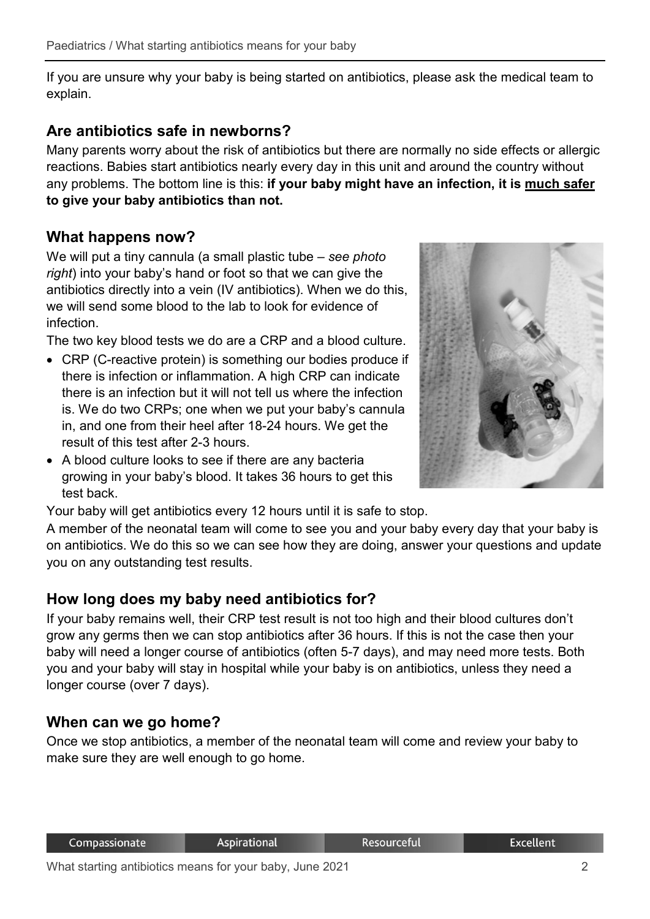If you are unsure why your baby is being started on antibiotics, please ask the medical team to explain.

## Are antibiotics safe in newborns?

Many parents worry about the risk of antibiotics but there are normally no side effects or allergic reactions. Babies start antibiotics nearly every day in this unit and around the country without any problems. The bottom line is this: **if your baby might have an infection, it is <u>much safer</u> to give your baby antibiotics than not.**

## What happens now?

We will put a tiny cannula (a small plastic tube – *see photo right*) into your baby's hand or foot so that we can give the antibiotics directly into a vein (IV antibiotics). When we do this, we will send some blood to the lab to look for evidence of infection.

The two key blood tests we do are a CRP and a blood culture.

- CRP (C-reactive protein) is something our bodies produce if there is infection or inflammation. A high CRP can indicate there is an infection but it will not tell us where the infection is. We do two CRPs; one when we put your baby's cannula in, and one from their heel after 18-24 hours. We get the result of this test after 2-3 hours.
- A blood culture looks to see if there are any bacteria growing in your baby's blood. It takes 36 hours to get this test back.

Your baby will get antibiotics every 12 hours until it is safe to stop.

A member of the neonatal team will come to see you and your baby every day that your baby is on antibiotics. We do this so we can see how they are doing, answer your questions and update you on any outstanding test results.

## How long does my baby need antibiotics for?

If your baby remains well, their CRP test result is not too high and their blood cultures don't grow any germs then we can stop antibiotics after 36 hours. If this is not the case then your baby will need a longer course of antibiotics (often 5-7 days), and may need more tests. Both you and your baby will stay in hospital while your baby is on antibiotics, unless they need a longer course (over 7 days).

## When can we go home?

Once we stop antibiotics, a member of the neonatal team will come and review your baby to make sure they are well enough to go home.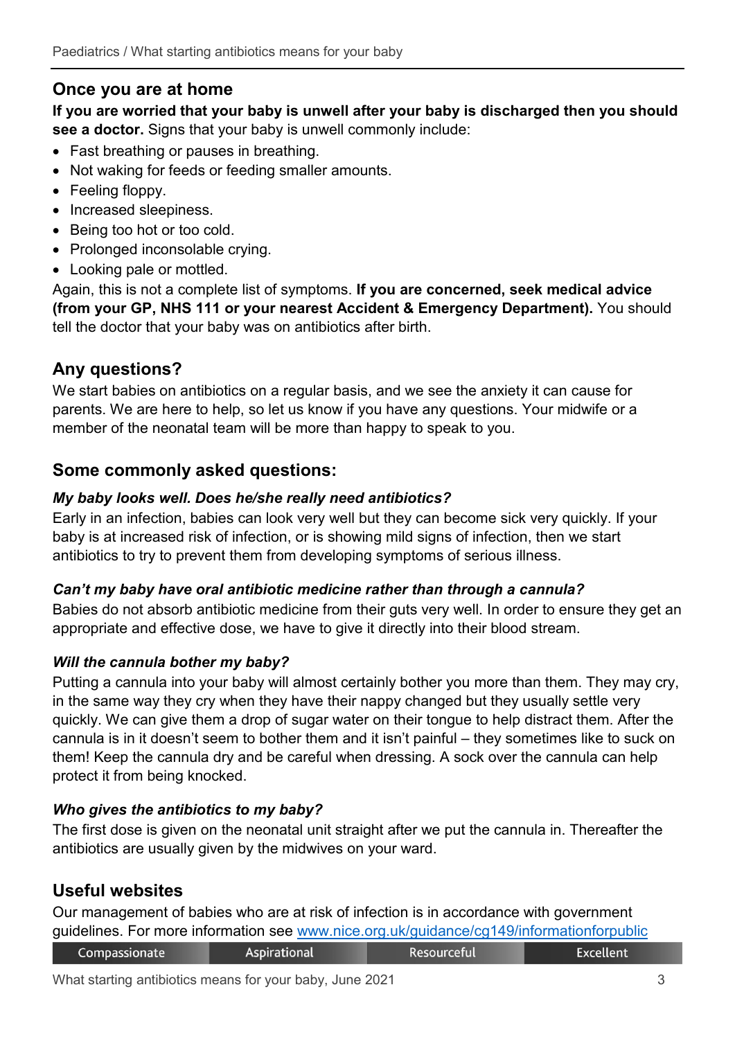## Once you are home

**If you are worried that your baby is unwell after your baby is discharged then you should see a doctor.** Signs that your baby is unwell commonly include:

- Fast breathing or pauses in breathing.
- Not waking for feeds or feeding smaller amounts.
- Feeling floppy.
- Increased sleepiness.
- Being too hot or too cold.
- Prolonged inconsolable crying.
- Looking pale or mottled.

Again, this is not a complete list of symptoms. **If you are concerned, seek medical advice (from your GP, NHS 111 or your nearest Accident & Emergency Department).** You should tell the doctor that your baby was on antibiotics after birth.

## Any questions?

We start babies on antibiotics on a regular basis, and we see the anxiety it can cause for parents. We are here to help, so let us know if you have any questions. Your midwife or a member of the neonatal team will be more than happy to speak to you.

## Some commonly asked questions:

### *My baby looks well. Does he/she really need antibiotics?*

Early in an infection, babies can look very well but they can become sick very quickly. If your baby is at increased risk of infection, or is showing mild signs of infection, then we start antibiotics to try to prevent them from developing symptoms of serious illness.

### *Can't my baby have oral antibiotic medicine rather than through a cannula?*

Babies do not absorb antibiotic medicine from their guts very well. In order to ensure they get an appropriate and effective dose, we have to give it directly into their blood stream.

### *Will the cannula bother my baby?*

Putting a cannula into your baby will almost certainly bother you more than them. They may cry, in the same way they cry when they have their nappy changed but they usually settle very quickly. We can give them a drop of sugar water on their tongue to help distract them. After the cannula is in it doesn't seem to bother them and it isn't painful – they sometimes like to suck on them! Keep the cannula dry and be careful when dressing. A sock over the cannula can help protect it from being knocked.

### *Who gives the antibiotics to my baby?*

The first dose is given on the neonatal unit straight after we put the cannula in. Thereafter the antibiotics are usually given by the midwives on your ward.

## Useful websites

Our management of babies who are at risk of infection is in accordance with government guidelines. For more information see [www.nice.org.uk/guidance/cg149/informationforpublic](http://www.nice.org.uk/guidance/cg149/informationforpublic)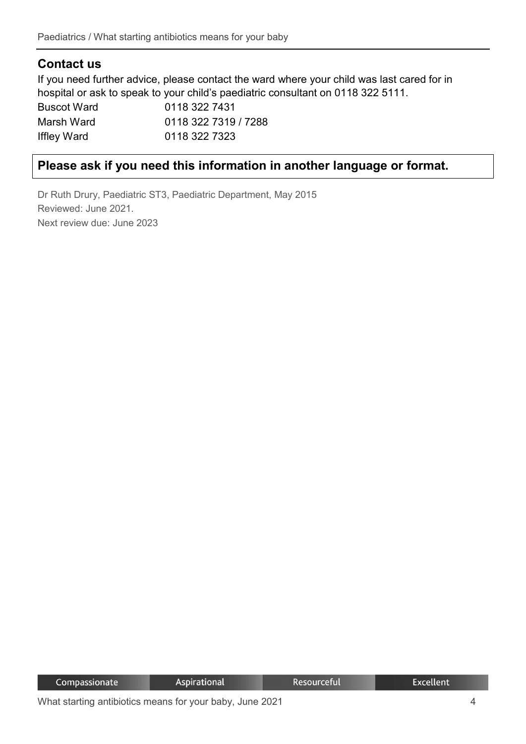## Contact us

If you need further advice, please contact the ward where your child was last cared for in hospital or ask to speak to your child's paediatric consultant on 0118 322 5111.

| | |
|---|---|
| Buscot Ward | 0118 322 7431 |
| Marsh Ward | 0118 322 7319 / 7288 |
| Iffley Ward | 0118 322 7323 |

**Please ask if you need this information in another language or format.**

Dr Ruth Drury, Paediatric ST3, Paediatric Department, May 2015
Reviewed: June 2021.
Next review due: June 2023

Compassionate | Aspirational | Resourceful | Excellent